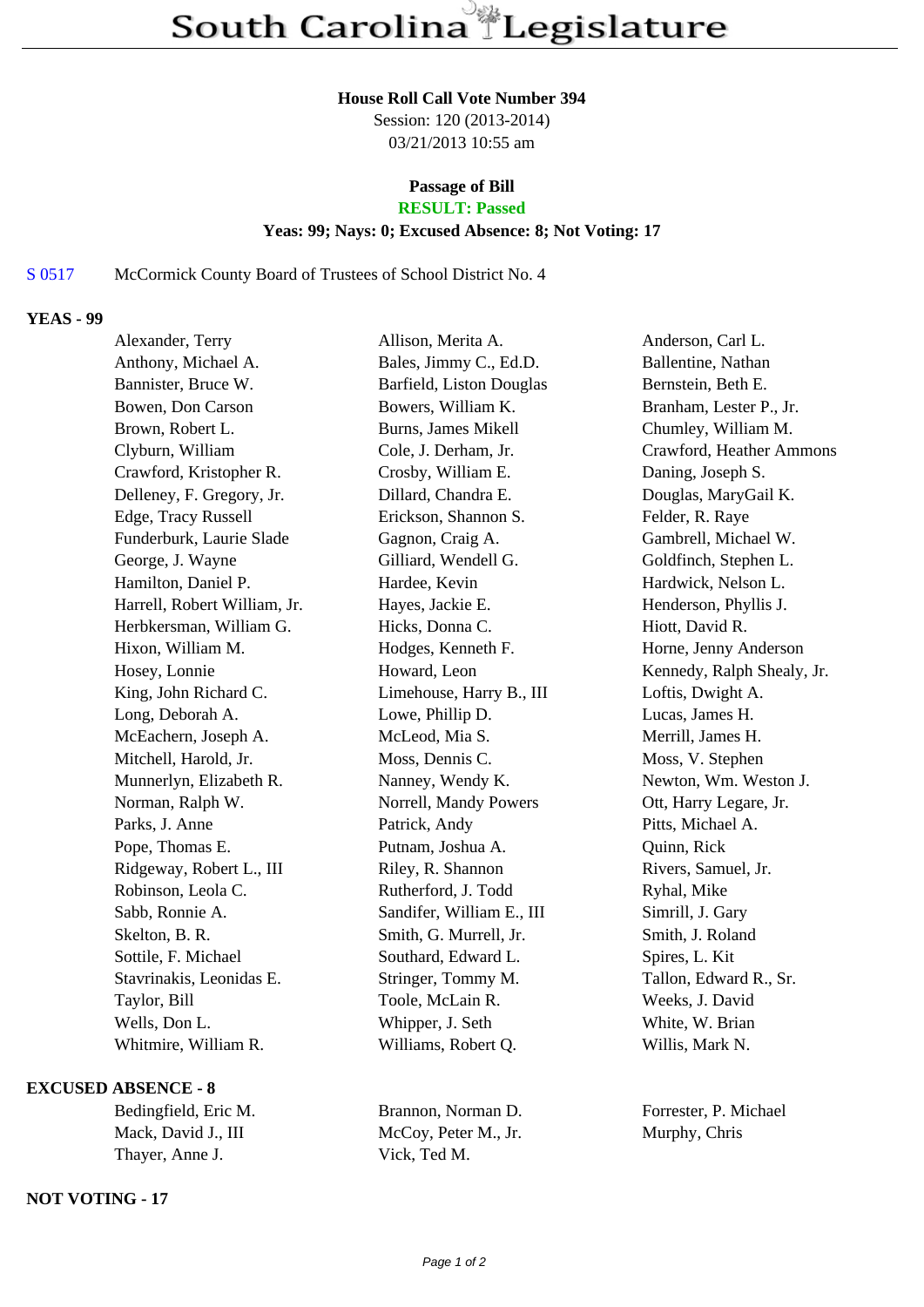# South Carolina Legislature

**House Roll Call Vote Number 394**
Session: 120 (2013-2014)
03/21/2013 10:55 am

**Passage of Bill**
**RESULT: Passed**
**Yeas: 99; Nays: 0; Excused Absence: 8; Not Voting: 17**

S 0517 McCormick County Board of Trustees of School District No. 4

**YEAS - 99**

| | | |
|---|---|---|
| Alexander, Terry | Allison, Merita A. | Anderson, Carl L. |
| Anthony, Michael A. | Bales, Jimmy C., Ed.D. | Ballentine, Nathan |
| Bannister, Bruce W. | Barfield, Liston Douglas | Bernstein, Beth E. |
| Bowen, Don Carson | Bowers, William K. | Branham, Lester P., Jr. |
| Brown, Robert L. | Burns, James Mikell | Chumley, William M. |
| Clyburn, William | Cole, J. Derham, Jr. | Crawford, Heather Ammons |
| Crawford, Kristopher R. | Crosby, William E. | Daning, Joseph S. |
| Delleney, F. Gregory, Jr. | Dillard, Chandra E. | Douglas, MaryGail K. |
| Edge, Tracy Russell | Erickson, Shannon S. | Felder, R. Raye |
| Funderburk, Laurie Slade | Gagnon, Craig A. | Gambrell, Michael W. |
| George, J. Wayne | Gilliard, Wendell G. | Goldfinch, Stephen L. |
| Hamilton, Daniel P. | Hardee, Kevin | Hardwick, Nelson L. |
| Harrell, Robert William, Jr. | Hayes, Jackie E. | Henderson, Phyllis J. |
| Herbkersman, William G. | Hicks, Donna C. | Hiott, David R. |
| Hixon, William M. | Hodges, Kenneth F. | Horne, Jenny Anderson |
| Hosey, Lonnie | Howard, Leon | Kennedy, Ralph Shealy, Jr. |
| King, John Richard C. | Limehouse, Harry B., III | Loftis, Dwight A. |
| Long, Deborah A. | Lowe, Phillip D. | Lucas, James H. |
| McEachern, Joseph A. | McLeod, Mia S. | Merrill, James H. |
| Mitchell, Harold, Jr. | Moss, Dennis C. | Moss, V. Stephen |
| Munnerlyn, Elizabeth R. | Nanney, Wendy K. | Newton, Wm. Weston J. |
| Norman, Ralph W. | Norrell, Mandy Powers | Ott, Harry Legare, Jr. |
| Parks, J. Anne | Patrick, Andy | Pitts, Michael A. |
| Pope, Thomas E. | Putnam, Joshua A. | Quinn, Rick |
| Ridgeway, Robert L., III | Riley, R. Shannon | Rivers, Samuel, Jr. |
| Robinson, Leola C. | Rutherford, J. Todd | Ryhal, Mike |
| Sabb, Ronnie A. | Sandifer, William E., III | Simrill, J. Gary |
| Skelton, B. R. | Smith, G. Murrell, Jr. | Smith, J. Roland |
| Sottile, F. Michael | Southard, Edward L. | Spires, L. Kit |
| Stavrinakis, Leonidas E. | Stringer, Tommy M. | Tallon, Edward R., Sr. |
| Taylor, Bill | Toole, McLain R. | Weeks, J. David |
| Wells, Don L. | Whipper, J. Seth | White, W. Brian |
| Whitmire, William R. | Williams, Robert Q. | Willis, Mark N. |

**EXCUSED ABSENCE - 8**

| | | |
|---|---|---|
| Bedingfield, Eric M. | Brannon, Norman D. | Forrester, P. Michael |
| Mack, David J., III | McCoy, Peter M., Jr. | Murphy, Chris |
| Thayer, Anne J. | Vick, Ted M. | |

**NOT VOTING - 17**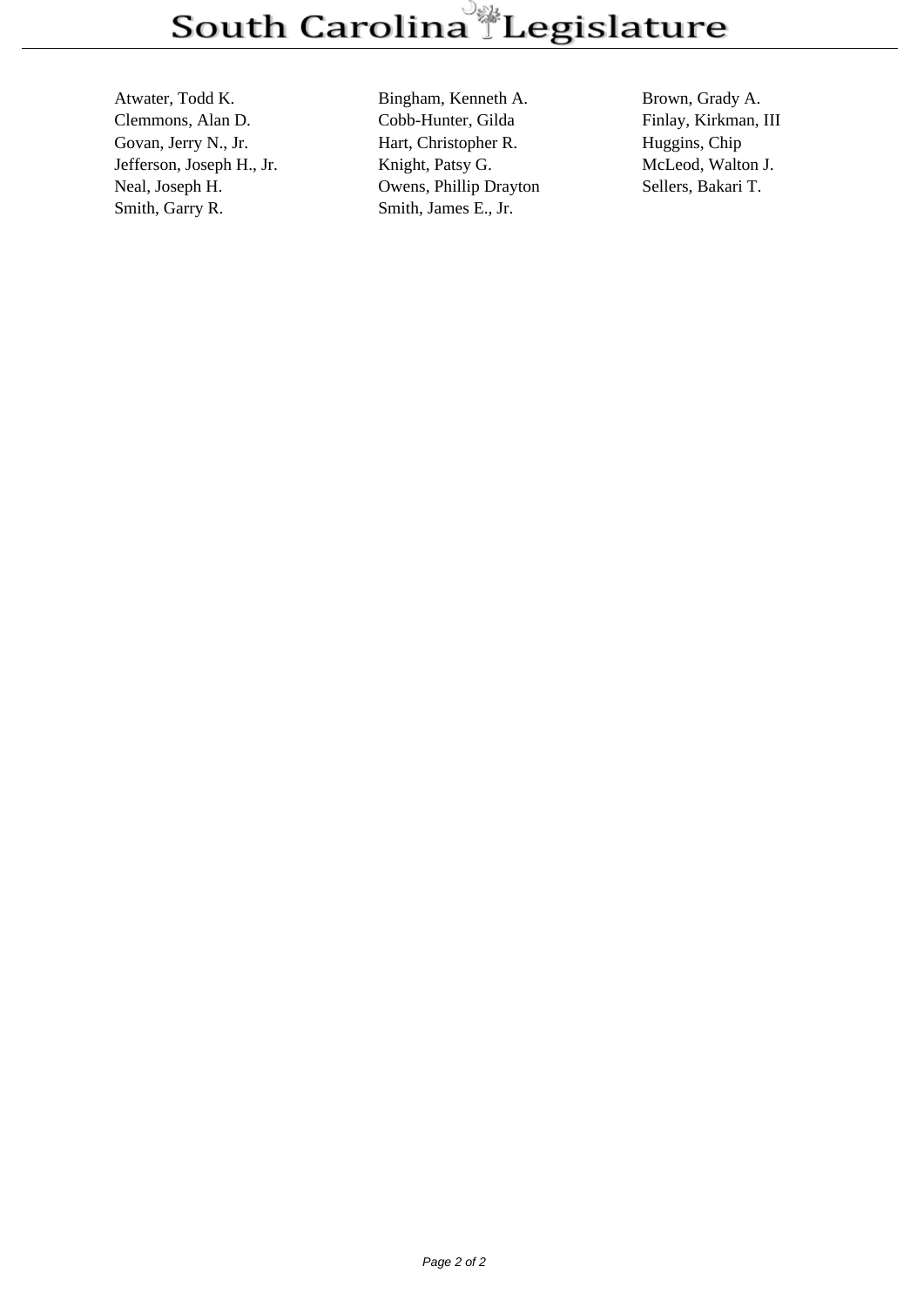Atwater, Todd K.
Bingham, Kenneth A.
Brown, Grady A.
Clemmons, Alan D.
Cobb-Hunter, Gilda
Finlay, Kirkman, III
Govan, Jerry N., Jr.
Hart, Christopher R.
Huggins, Chip
Jefferson, Joseph H., Jr.
Knight, Patsy G.
McLeod, Walton J.
Neal, Joseph H.
Owens, Phillip Drayton
Sellers, Bakari T.
Smith, Garry R.
Smith, James E., Jr.